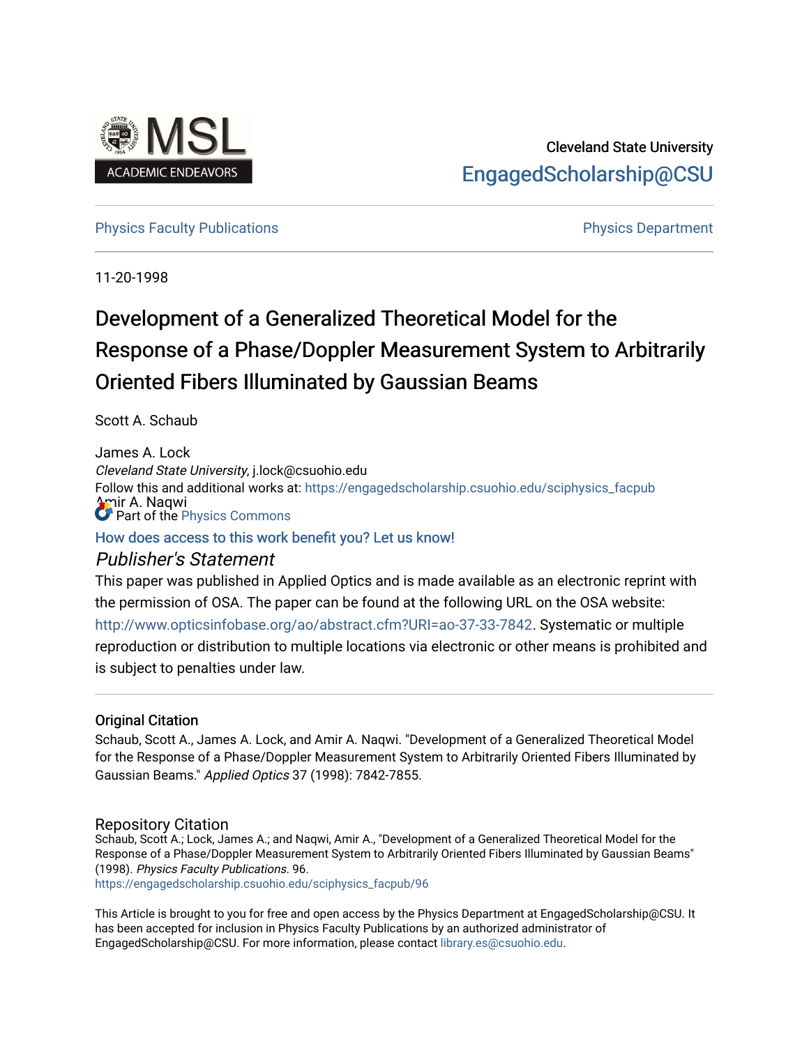Cleveland State University

EngagedScholarship@CSU

Physics Faculty Publications | Physics Department

11-20-1998

# Development of a Generalized Theoretical Model for the Response of a Phase/Doppler Measurement System to Arbitrarily Oriented Fibers Illuminated by Gaussian Beams

Scott A. Schaub

James A. Lock
*Cleveland State University*, j.lock@csuohio.edu

Amir A. Naqwi

Follow this and additional works at: https://engagedscholarship.csuohio.edu/sciphysics_facpub

Part of the Physics Commons

How does access to this work benefit you? Let us know!

## *Publisher's Statement*

This paper was published in Applied Optics and is made available as an electronic reprint with the permission of OSA. The paper can be found at the following URL on the OSA website: http://www.opticsinfobase.org/ao/abstract.cfm?URI=ao-37-33-7842. Systematic or multiple reproduction or distribution to multiple locations via electronic or other means is prohibited and is subject to penalties under law.

### Original Citation

Schaub, Scott A., James A. Lock, and Amir A. Naqwi. "Development of a Generalized Theoretical Model for the Response of a Phase/Doppler Measurement System to Arbitrarily Oriented Fibers Illuminated by Gaussian Beams." *Applied Optics* 37 (1998): 7842-7855.

### Repository Citation

Schaub, Scott A.; Lock, James A.; and Naqwi, Amir A., "Development of a Generalized Theoretical Model for the Response of a Phase/Doppler Measurement System to Arbitrarily Oriented Fibers Illuminated by Gaussian Beams" (1998). *Physics Faculty Publications*. 96.
https://engagedscholarship.csuohio.edu/sciphysics_facpub/96

This Article is brought to you for free and open access by the Physics Department at EngagedScholarship@CSU. It has been accepted for inclusion in Physics Faculty Publications by an authorized administrator of EngagedScholarship@CSU. For more information, please contact library.es@csuohio.edu.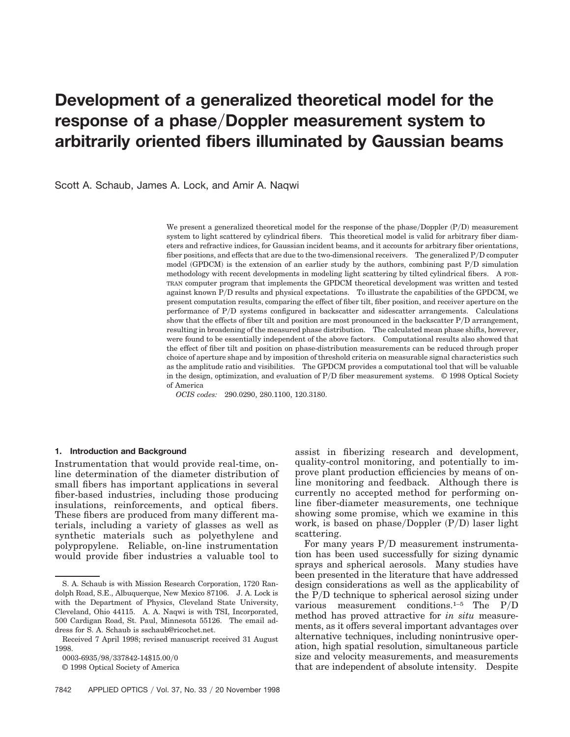# Development of a generalized theoretical model for the response of a phase/Doppler measurement system to arbitrarily oriented fibers illuminated by Gaussian beams

Scott A. Schaub, James A. Lock, and Amir A. Naqwi

We present a generalized theoretical model for the response of the phase/Doppler (P/D) measurement system to light scattered by cylindrical fibers. This theoretical model is valid for arbitrary fiber diameters and refractive indices, for Gaussian incident beams, and it accounts for arbitrary fiber orientations, fiber positions, and effects that are due to the two-dimensional receivers. The generalized P/D computer model (GPDCM) is the extension of an earlier study by the authors, combining past P/D simulation methodology with recent developments in modeling light scattering by tilted cylindrical fibers. A FORTRAN computer program that implements the GPDCM theoretical development was written and tested against known P/D results and physical expectations. To illustrate the capabilities of the GPDCM, we present computation results, comparing the effect of fiber tilt, fiber position, and receiver aperture on the performance of P/D systems configured in backscatter and sidescatter arrangements. Calculations show that the effects of fiber tilt and position are most pronounced in the backscatter P/D arrangement, resulting in broadening of the measured phase distribution. The calculated mean phase shifts, however, were found to be essentially independent of the above factors. Computational results also showed that the effect of fiber tilt and position on phase-distribution measurements can be reduced through proper choice of aperture shape and by imposition of threshold criteria on measurable signal characteristics such as the amplitude ratio and visibilities. The GPDCM provides a computational tool that will be valuable in the design, optimization, and evaluation of P/D fiber measurement systems. © 1998 Optical Society of America

*OCIS codes:* 290.0290, 280.1100, 120.3180.

## 1. Introduction and Background

Instrumentation that would provide real-time, on-line determination of the diameter distribution of small fibers has important applications in several fiber-based industries, including those producing insulations, reinforcements, and optical fibers. These fibers are produced from many different materials, including a variety of glasses as well as synthetic materials such as polyethylene and polypropylene. Reliable, on-line instrumentation would provide fiber industries a valuable tool to assist in fiberizing research and development, quality-control monitoring, and potentially to improve plant production efficiencies by means of on-line monitoring and feedback. Although there is currently no accepted method for performing on-line fiber-diameter measurements, one technique showing some promise, which we examine in this work, is based on phase/Doppler (P/D) laser light scattering.

For many years P/D measurement instrumentation has been used successfully for sizing dynamic sprays and spherical aerosols. Many studies have been presented in the literature that have addressed design considerations as well as the applicability of the P/D technique to spherical aerosol sizing under various measurement conditions.[1–5] The P/D method has proved attractive for *in situ* measurements, as it offers several important advantages over alternative techniques, including nonintrusive operation, high spatial resolution, simultaneous particle size and velocity measurements, and measurements that are independent of absolute intensity. Despite

S. A. Schaub is with Mission Research Corporation, 1720 Randolph Road, S.E., Albuquerque, New Mexico 87106. J. A. Lock is with the Department of Physics, Cleveland State University, Cleveland, Ohio 44115. A. A. Naqwi is with TSI, Incorporated, 500 Cardigan Road, St. Paul, Minnesota 55126. The email address for S. A. Schaub is sschaub@ricochet.net.

Received 7 April 1998; revised manuscript received 31 August 1998.

0003-6935/98/337842-14$15.00/0

© 1998 Optical Society of America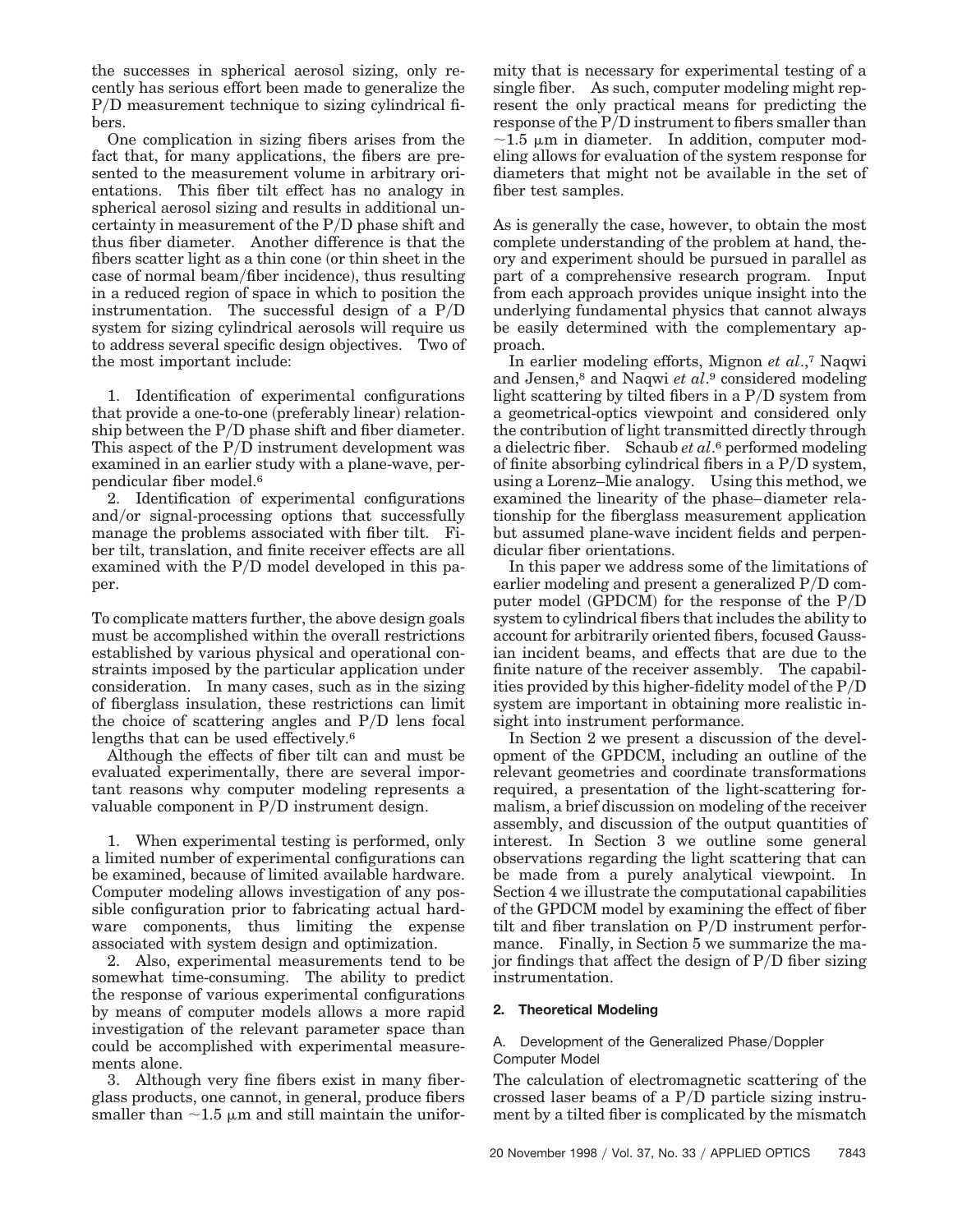the successes in spherical aerosol sizing, only recently has serious effort been made to generalize the P/D measurement technique to sizing cylindrical fibers.

One complication in sizing fibers arises from the fact that, for many applications, the fibers are presented to the measurement volume in arbitrary orientations. This fiber tilt effect has no analogy in spherical aerosol sizing and results in additional uncertainty in measurement of the P/D phase shift and thus fiber diameter. Another difference is that the fibers scatter light as a thin cone (or thin sheet in the case of normal beam/fiber incidence), thus resulting in a reduced region of space in which to position the instrumentation. The successful design of a P/D system for sizing cylindrical aerosols will require us to address several specific design objectives. Two of the most important include:

1. Identification of experimental configurations that provide a one-to-one (preferably linear) relationship between the P/D phase shift and fiber diameter. This aspect of the P/D instrument development was examined in an earlier study with a plane-wave, perpendicular fiber model.[6]
2. Identification of experimental configurations and/or signal-processing options that successfully manage the problems associated with fiber tilt. Fiber tilt, translation, and finite receiver effects are all examined with the P/D model developed in this paper.

To complicate matters further, the above design goals must be accomplished within the overall restrictions established by various physical and operational constraints imposed by the particular application under consideration. In many cases, such as in the sizing of fiberglass insulation, these restrictions can limit the choice of scattering angles and P/D lens focal lengths that can be used effectively.[6]

Although the effects of fiber tilt can and must be evaluated experimentally, there are several important reasons why computer modeling represents a valuable component in P/D instrument design.

1. When experimental testing is performed, only a limited number of experimental configurations can be examined, because of limited available hardware. Computer modeling allows investigation of any possible configuration prior to fabricating actual hardware components, thus limiting the expense associated with system design and optimization.
2. Also, experimental measurements tend to be somewhat time-consuming. The ability to predict the response of various experimental configurations by means of computer models allows a more rapid investigation of the relevant parameter space than could be accomplished with experimental measurements alone.
3. Although very fine fibers exist in many fiberglass products, one cannot, in general, produce fibers smaller than $\sim 1.5\ \mu\text{m}$ and still maintain the uniformity that is necessary for experimental testing of a single fiber. As such, computer modeling might represent the only practical means for predicting the response of the P/D instrument to fibers smaller than $\sim 1.5\ \mu\text{m}$ in diameter. In addition, computer modeling allows for evaluation of the system response for diameters that might not be available in the set of fiber test samples.

As is generally the case, however, to obtain the most complete understanding of the problem at hand, theory and experiment should be pursued in parallel as part of a comprehensive research program. Input from each approach provides unique insight into the underlying fundamental physics that cannot always be easily determined with the complementary approach.

In earlier modeling efforts, Mignon *et al.*,[7] Naqwi and Jensen,[8] and Naqwi *et al.*[9] considered modeling light scattering by tilted fibers in a P/D system from a geometrical-optics viewpoint and considered only the contribution of light transmitted directly through a dielectric fiber. Schaub *et al.*[6] performed modeling of finite absorbing cylindrical fibers in a P/D system, using a Lorenz–Mie analogy. Using this method, we examined the linearity of the phase–diameter relationship for the fiberglass measurement application but assumed plane-wave incident fields and perpendicular fiber orientations.

In this paper we address some of the limitations of earlier modeling and present a generalized P/D computer model (GPDCM) for the response of the P/D system to cylindrical fibers that includes the ability to account for arbitrarily oriented fibers, focused Gaussian incident beams, and effects that are due to the finite nature of the receiver assembly. The capabilities provided by this higher-fidelity model of the P/D system are important in obtaining more realistic insight into instrument performance.

In Section 2 we present a discussion of the development of the GPDCM, including an outline of the relevant geometries and coordinate transformations required, a presentation of the light-scattering formalism, a brief discussion on modeling of the receiver assembly, and discussion of the output quantities of interest. In Section 3 we outline some general observations regarding the light scattering that can be made from a purely analytical viewpoint. In Section 4 we illustrate the computational capabilities of the GPDCM model by examining the effect of fiber tilt and fiber translation on P/D instrument performance. Finally, in Section 5 we summarize the major findings that affect the design of P/D fiber sizing instrumentation.

## 2. Theoretical Modeling

### A. Development of the Generalized Phase/Doppler Computer Model

The calculation of electromagnetic scattering of the crossed laser beams of a P/D particle sizing instrument by a tilted fiber is complicated by the mismatch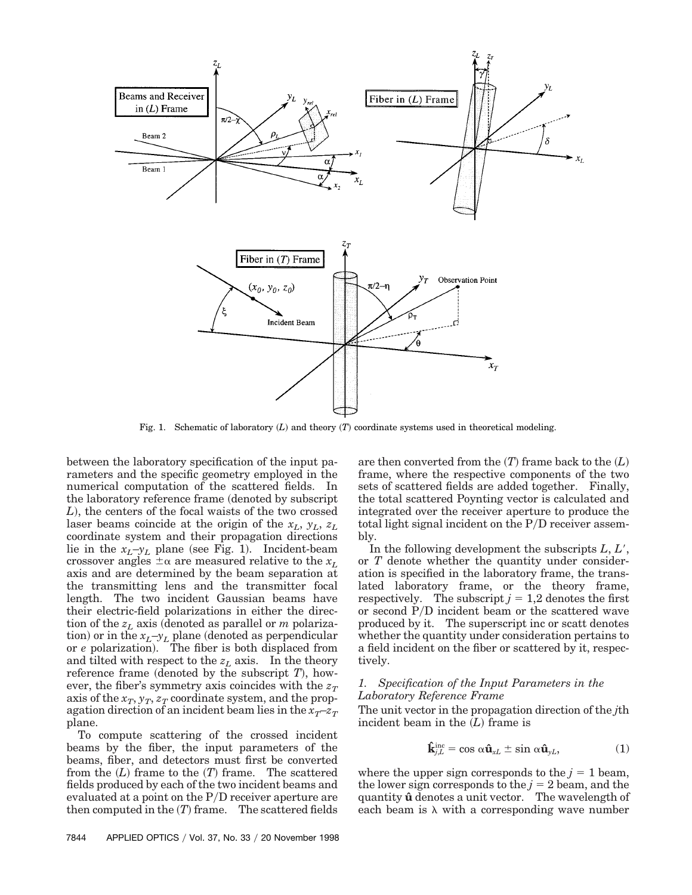Fig. 1. Schematic of laboratory ($L$) and theory ($T$) coordinate systems used in theoretical modeling.

between the laboratory specification of the input parameters and the specific geometry employed in the numerical computation of the scattered fields. In the laboratory reference frame (denoted by subscript $L$), the centers of the focal waists of the two crossed laser beams coincide at the origin of the $x_L$, $y_L$, $z_L$ coordinate system and their propagation directions lie in the $x_L$–$y_L$ plane (see Fig. 1). Incident-beam crossover angles $\pm\alpha$ are measured relative to the $x_L$ axis and are determined by the beam separation at the transmitting lens and the transmitter focal length. The two incident Gaussian beams have their electric-field polarizations in either the direction of the $z_L$ axis (denoted as parallel or $m$ polarization) or in the $x_L$–$y_L$ plane (denoted as perpendicular or $e$ polarization). The fiber is both displaced from and tilted with respect to the $z_L$ axis. In the theory reference frame (denoted by the subscript $T$), however, the fiber's symmetry axis coincides with the $z_T$ axis of the $x_T$, $y_T$, $z_T$ coordinate system, and the propagation direction of an incident beam lies in the $x_T$–$z_T$ plane.

To compute scattering of the crossed incident beams by the fiber, the input parameters of the beams, fiber, and detectors must first be converted from the ($L$) frame to the ($T$) frame. The scattered fields produced by each of the two incident beams and evaluated at a point on the P/D receiver aperture are then computed in the ($T$) frame. The scattered fields are then converted from the ($T$) frame back to the ($L$) frame, where the respective components of the two sets of scattered fields are added together. Finally, the total scattered Poynting vector is calculated and integrated over the receiver aperture to produce the total light signal incident on the P/D receiver assembly.

In the following development the subscripts $L$, $L'$, or $T$ denote whether the quantity under consideration is specified in the laboratory frame, the translated laboratory frame, or the theory frame, respectively. The subscript $j = 1,2$ denotes the first or second P/D incident beam or the scattered wave produced by it. The superscript inc or scatt denotes whether the quantity under consideration pertains to a field incident on the fiber or scattered by it, respectively.

### 1. Specification of the Input Parameters in the Laboratory Reference Frame

The unit vector in the propagation direction of the $j$th incident beam in the ($L$) frame is

$$\hat{\mathbf{k}}_{j,L}^{\text{inc}} = \cos\alpha\hat{\mathbf{u}}_{xL} \pm \sin\alpha\hat{\mathbf{u}}_{yL}, \tag{1}$$

where the upper sign corresponds to the $j = 1$ beam, the lower sign corresponds to the $j = 2$ beam, and the quantity $\hat{\mathbf{u}}$ denotes a unit vector. The wavelength of each beam is $\lambda$ with a corresponding wave number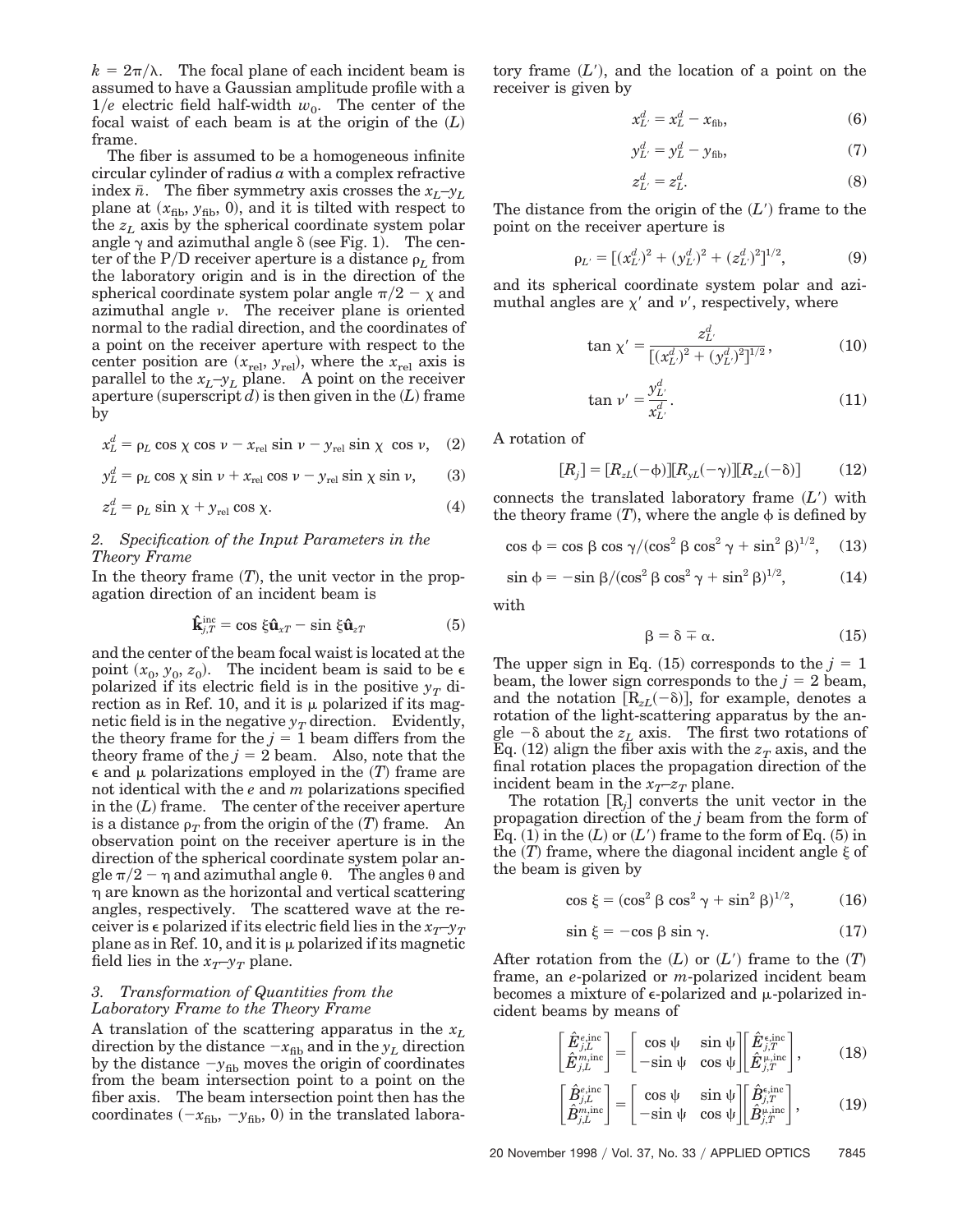$k = 2\pi/\lambda$. The focal plane of each incident beam is assumed to have a Gaussian amplitude profile with a $1/e$ electric field half-width $w_0$. The center of the focal waist of each beam is at the origin of the $(L)$ frame.

The fiber is assumed to be a homogeneous infinite circular cylinder of radius $a$ with a complex refractive index $\bar{n}$. The fiber symmetry axis crosses the $x_L$–$y_L$ plane at $(x_{\text{fib}}, y_{\text{fib}}, 0)$, and it is tilted with respect to the $z_L$ axis by the spherical coordinate system polar angle $\gamma$ and azimuthal angle $\delta$ (see Fig. 1). The center of the P/D receiver aperture is a distance $\rho_L$ from the laboratory origin and is in the direction of the spherical coordinate system polar angle $\pi/2 - \chi$ and azimuthal angle $\nu$. The receiver plane is oriented normal to the radial direction, and the coordinates of a point on the receiver aperture with respect to the center position are $(x_{\text{rel}}, y_{\text{rel}})$, where the $x_{\text{rel}}$ axis is parallel to the $x_L$–$y_L$ plane. A point on the receiver aperture (superscript $d$) is then given in the $(L)$ frame by

$$x_L^d = \rho_L \cos\chi \cos\nu - x_{\text{rel}} \sin\nu - y_{\text{rel}} \sin\chi \cos\nu, \quad (2)$$

$$y_L^d = \rho_L \cos\chi \sin\nu + x_{\text{rel}} \cos\nu - y_{\text{rel}} \sin\chi \sin\nu, \quad (3)$$

$$z_L^d = \rho_L \sin\chi + y_{\text{rel}} \cos\chi. \quad (4)$$

### 2. Specification of the Input Parameters in the Theory Frame

In the theory frame $(T)$, the unit vector in the propagation direction of an incident beam is

$$\hat{\mathbf{k}}_{j,T}^{\text{inc}} = \cos\xi \hat{\mathbf{u}}_{xT} - \sin\xi \hat{\mathbf{u}}_{zT} \quad (5)$$

and the center of the beam focal waist is located at the point $(x_0, y_0, z_0)$. The incident beam is said to be $\epsilon$ polarized if its electric field is in the positive $y_T$ direction as in Ref. 10, and it is $\mu$ polarized if its magnetic field is in the negative $y_T$ direction. Evidently, the theory frame for the $j = 1$ beam differs from the theory frame of the $j = 2$ beam. Also, note that the $\epsilon$ and $\mu$ polarizations employed in the $(T)$ frame are not identical with the $e$ and $m$ polarizations specified in the $(L)$ frame. The center of the receiver aperture is a distance $\rho_T$ from the origin of the $(T)$ frame. An observation point on the receiver aperture is in the direction of the spherical coordinate system polar angle $\pi/2 - \eta$ and azimuthal angle $\theta$. The angles $\theta$ and $\eta$ are known as the horizontal and vertical scattering angles, respectively. The scattered wave at the receiver is $\epsilon$ polarized if its electric field lies in the $x_T$–$y_T$ plane as in Ref. 10, and it is $\mu$ polarized if its magnetic field lies in the $x_T$–$y_T$ plane.

### 3. Transformation of Quantities from the Laboratory Frame to the Theory Frame

A translation of the scattering apparatus in the $x_L$ direction by the distance $-x_{\text{fib}}$ and in the $y_L$ direction by the distance $-y_{\text{fib}}$ moves the origin of coordinates from the beam intersection point to a point on the fiber axis. The beam intersection point then has the coordinates $(-x_{\text{fib}}, -y_{\text{fib}}, 0)$ in the translated laboratory frame $(L')$, and the location of a point on the receiver is given by

$$x_{L'}^d = x_L^d - x_{\text{fib}}, \quad (6)$$

$$y_{L'}^d = y_L^d - y_{\text{fib}}, \quad (7)$$

$$z_{L'}^d = z_L^d. \quad (8)$$

The distance from the origin of the $(L')$ frame to the point on the receiver aperture is

$$\rho_{L'} = [(x_{L'}^d)^2 + (y_{L'}^d)^2 + (z_{L'}^d)^2]^{1/2}, \quad (9)$$

and its spherical coordinate system polar and azimuthal angles are $\chi'$ and $\nu'$, respectively, where

$$\tan\chi' = \frac{z_{L'}^d}{[(x_{L'}^d)^2 + (y_{L'}^d)^2]^{1/2}}, \quad (10)$$

$$\tan\nu' = \frac{y_{L'}^d}{x_{L'}^d}. \quad (11)$$

A rotation of

$$[R_j] = [R_{zL}(-\phi)][R_{yL}(-\gamma)][R_{zL}(-\delta)] \quad (12)$$

connects the translated laboratory frame $(L')$ with the theory frame $(T)$, where the angle $\phi$ is defined by

$$\cos\phi = \cos\beta \cos\gamma/(\cos^2\beta \cos^2\gamma + \sin^2\beta)^{1/2}, \quad (13)$$

$$\sin\phi = -\sin\beta/(\cos^2\beta \cos^2\gamma + \sin^2\beta)^{1/2}, \quad (14)$$

with

$$\beta = \delta \mp \alpha. \quad (15)$$

The upper sign in Eq. (15) corresponds to the $j = 1$ beam, the lower sign corresponds to the $j = 2$ beam, and the notation $[R_{zL}(-\delta)]$, for example, denotes a rotation of the light-scattering apparatus by the angle $-\delta$ about the $z_L$ axis. The first two rotations of Eq. (12) align the fiber axis with the $z_T$ axis, and the final rotation places the propagation direction of the incident beam in the $x_T$–$z_T$ plane.

The rotation $[R_j]$ converts the unit vector in the propagation direction of the $j$ beam from the form of Eq. (1) in the $(L)$ or $(L')$ frame to the form of Eq. (5) in the $(T)$ frame, where the diagonal incident angle $\xi$ of the beam is given by

$$\cos\xi = (\cos^2\beta \cos^2\gamma + \sin^2\beta)^{1/2}, \quad (16)$$

$$\sin\xi = -\cos\beta \sin\gamma. \quad (17)$$

After rotation from the $(L)$ or $(L')$ frame to the $(T)$ frame, an $e$-polarized or $m$-polarized incident beam becomes a mixture of $\epsilon$-polarized and $\mu$-polarized incident beams by means of

$$\begin{bmatrix} \hat{E}_{j,L}^{e,\text{inc}} \\ \hat{E}_{j,L}^{m,\text{inc}} \end{bmatrix} = \begin{bmatrix} \cos\psi & \sin\psi \\ -\sin\psi & \cos\psi \end{bmatrix} \begin{bmatrix} \hat{E}_{j,T}^{\epsilon,\text{inc}} \\ \hat{E}_{j,T}^{\mu,\text{inc}} \end{bmatrix}, \quad (18)$$

$$\begin{bmatrix} \hat{B}_{j,L}^{e,\text{inc}} \\ \hat{B}_{j,L}^{m,\text{inc}} \end{bmatrix} = \begin{bmatrix} \cos\psi & \sin\psi \\ -\sin\psi & \cos\psi \end{bmatrix} \begin{bmatrix} \hat{B}_{j,T}^{\epsilon,\text{inc}} \\ \hat{B}_{j,T}^{\mu,\text{inc}} \end{bmatrix}, \quad (19)$$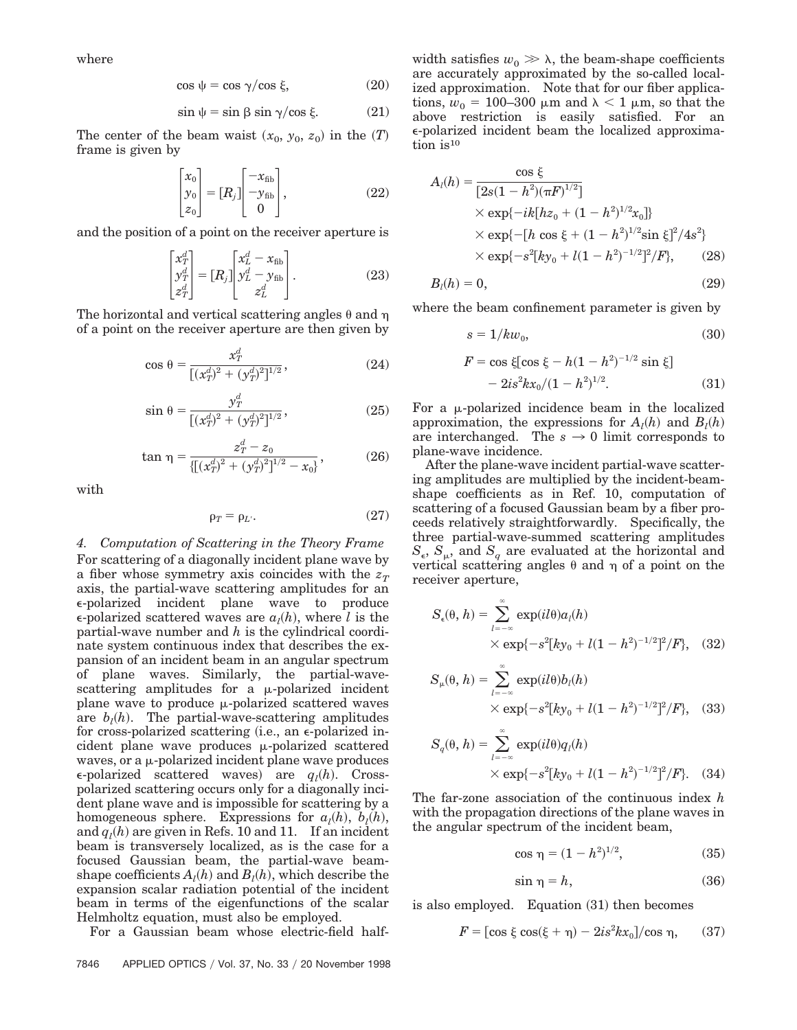where

$$\cos \psi = \cos \gamma / \cos \xi, \tag{20}$$

$$\sin \psi = \sin \beta \sin \gamma / \cos \xi. \tag{21}$$

The center of the beam waist $(x_0, y_0, z_0)$ in the $(T)$ frame is given by

$$\begin{bmatrix} x_0 \\ y_0 \\ z_0 \end{bmatrix} = [R_j] \begin{bmatrix} -x_{\text{fib}} \\ -y_{\text{fib}} \\ 0 \end{bmatrix}, \tag{22}$$

and the position of a point on the receiver aperture is

$$\begin{bmatrix} x_T^d \\ y_T^d \\ z_T^d \end{bmatrix} = [R_j] \begin{bmatrix} x_L^d - x_{\text{fib}} \\ y_L^d - y_{\text{fib}} \\ z_L^d \end{bmatrix}. \tag{23}$$

The horizontal and vertical scattering angles $\theta$ and $\eta$ of a point on the receiver aperture are then given by

$$\cos \theta = \frac{x_T^d}{[(x_T^d)^2 + (y_T^d)^2]^{1/2}}, \tag{24}$$

$$\sin \theta = \frac{y_T^d}{[(x_T^d)^2 + (y_T^d)^2]^{1/2}}, \tag{25}$$

$$\tan \eta = \frac{z_T^d - z_0}{\{[(x_T^d)^2 + (y_T^d)^2]^{1/2} - x_0\}}, \tag{26}$$

with

$$\rho_T = \rho_{L'}. \tag{27}$$

### 4. Computation of Scattering in the Theory Frame

For scattering of a diagonally incident plane wave by a fiber whose symmetry axis coincides with the $z_T$ axis, the partial-wave scattering amplitudes for an $\epsilon$-polarized incident plane wave to produce $\epsilon$-polarized scattered waves are $a_l(h)$, where $l$ is the partial-wave number and $h$ is the cylindrical coordinate system continuous index that describes the expansion of an incident beam in an angular spectrum of plane waves. Similarly, the partial-wave-scattering amplitudes for a $\mu$-polarized incident plane wave to produce $\mu$-polarized scattered waves are $b_l(h)$. The partial-wave-scattering amplitudes for cross-polarized scattering (i.e., an $\epsilon$-polarized incident plane wave produces $\mu$-polarized scattered waves, or a $\mu$-polarized incident plane wave produces $\epsilon$-polarized scattered waves) are $q_l(h)$. Cross-polarized scattering occurs only for a diagonally incident plane wave and is impossible for scattering by a homogeneous sphere. Expressions for $a_l(h)$, $b_l(h)$, and $q_l(h)$ are given in Refs. 10 and 11. If an incident beam is transversely localized, as is the case for a focused Gaussian beam, the partial-wave beam-shape coefficients $A_l(h)$ and $B_l(h)$, which describe the expansion scalar radiation potential of the incident beam in terms of the eigenfunctions of the scalar Helmholtz equation, must also be employed.

For a Gaussian beam whose electric-field half-width satisfies $w_0 \gg \lambda$, the beam-shape coefficients are accurately approximated by the so-called localized approximation. Note that for our fiber applications, $w_0 = 100$–$300$ μm and $\lambda < 1$ μm, so that the above restriction is easily satisfied. For an $\epsilon$-polarized incident beam the localized approximation is[10]

$$\begin{aligned} A_l(h) = {} & \frac{\cos \xi}{[2s(1 - h^2)(\pi F)^{1/2}]} \\ & \times \exp\{-ik[hz_0 + (1 - h^2)^{1/2} x_0]\} \\ & \times \exp\{-[h \cos \xi + (1 - h^2)^{1/2} \sin \xi]^2 / 4s^2\} \\ & \times \exp\{-s^2[ky_0 + l(1 - h^2)^{-1/2}]^2 / F\}, \end{aligned} \tag{28}$$

$$B_l(h) = 0, \tag{29}$$

where the beam confinement parameter is given by

$$s = 1/kw_0, \tag{30}$$

$$\begin{aligned} F = {} & \cos \xi[\cos \xi - h(1 - h^2)^{-1/2} \sin \xi] \\ & - 2is^2 kx_0/(1 - h^2)^{1/2}. \end{aligned} \tag{31}$$

For a $\mu$-polarized incidence beam in the localized approximation, the expressions for $A_l(h)$ and $B_l(h)$ are interchanged. The $s \to 0$ limit corresponds to plane-wave incidence.

After the plane-wave incident partial-wave scattering amplitudes are multiplied by the incident-beam-shape coefficients as in Ref. 10, computation of scattering of a focused Gaussian beam by a fiber proceeds relatively straightforwardly. Specifically, the three partial-wave-summed scattering amplitudes $S_\epsilon$, $S_\mu$, and $S_q$ are evaluated at the horizontal and vertical scattering angles $\theta$ and $\eta$ of a point on the receiver aperture,

$$\begin{aligned} S_\epsilon(\theta, h) = {} & \sum_{l=-\infty}^{\infty} \exp(il\theta) a_l(h) \\ & \times \exp\{-s^2[ky_0 + l(1 - h^2)^{-1/2}]^2 / F\}, \end{aligned} \tag{32}$$

$$\begin{aligned} S_\mu(\theta, h) = {} & \sum_{l=-\infty}^{\infty} \exp(il\theta) b_l(h) \\ & \times \exp\{-s^2[ky_0 + l(1 - h^2)^{-1/2}]^2 / F\}, \end{aligned} \tag{33}$$

$$\begin{aligned} S_q(\theta, h) = {} & \sum_{l=-\infty}^{\infty} \exp(il\theta) q_l(h) \\ & \times \exp\{-s^2[ky_0 + l(1 - h^2)^{-1/2}]^2 / F\}. \end{aligned} \tag{34}$$

The far-zone association of the continuous index $h$ with the propagation directions of the plane waves in the angular spectrum of the incident beam,

$$\cos \eta = (1 - h^2)^{1/2}, \tag{35}$$

$$\sin \eta = h, \tag{36}$$

is also employed. Equation (31) then becomes

$$F = [\cos \xi \cos(\xi + \eta) - 2is^2 kx_0] / \cos \eta, \tag{37}$$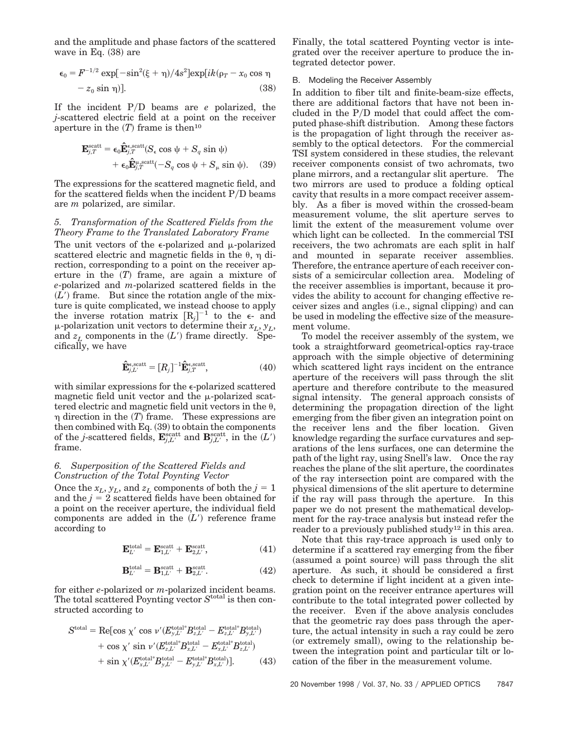and the amplitude and phase factors of the scattered wave in Eq. (38) are

$$\epsilon_0 = F^{-1/2} \exp[-\sin^2(\xi + \eta)/4s^2]\exp[ik(\rho_T - x_0 \cos \eta - z_0 \sin \eta)]. \tag{38}$$

If the incident P/D beams are $e$ polarized, the $j$-scattered electric field at a point on the receiver aperture in the ($T$) frame is then[10]

$$\mathbf{E}_{j,T}^{\text{scatt}} = \epsilon_0 \hat{\mathbf{E}}_{j,T}^{\epsilon,\text{scatt}}(S_\epsilon \cos \psi + S_q \sin \psi) + \epsilon_0 \hat{\mathbf{E}}_{j,T}^{\mu,\text{scatt}}(-S_q \cos \psi + S_\mu \sin \psi). \tag{39}$$

The expressions for the scattered magnetic field, and for the scattered fields when the incident P/D beams are $m$ polarized, are similar.

### 5. Transformation of the Scattered Fields from the Theory Frame to the Translated Laboratory Frame

The unit vectors of the $\epsilon$-polarized and $\mu$-polarized scattered electric and magnetic fields in the $\theta$, $\eta$ direction, corresponding to a point on the receiver aperture in the ($T$) frame, are again a mixture of $e$-polarized and $m$-polarized scattered fields in the ($L'$) frame. But since the rotation angle of the mixture is quite complicated, we instead choose to apply the inverse rotation matrix $[R_j]^{-1}$ to the $\epsilon$- and $\mu$-polarization unit vectors to determine their $x_L$, $y_L$, and $z_L$ components in the ($L'$) frame directly. Specifically, we have

$$\hat{\mathbf{E}}_{j,L'}^{\epsilon,\text{scatt}} = [R_j]^{-1}\hat{\mathbf{E}}_{j,T}^{\epsilon,\text{scatt}}, \tag{40}$$

with similar expressions for the $\epsilon$-polarized scattered magnetic field unit vector and the $\mu$-polarized scattered electric and magnetic field unit vectors in the $\theta$, $\eta$ direction in the ($T$) frame. These expressions are then combined with Eq. (39) to obtain the components of the $j$-scattered fields, $\mathbf{E}_{j,L'}^{\text{scatt}}$ and $\mathbf{B}_{j,L'}^{\text{scatt}}$, in the ($L'$) frame.

### 6. Superposition of the Scattered Fields and Construction of the Total Poynting Vector

Once the $x_L$, $y_L$, and $z_L$ components of both the $j = 1$ and the $j = 2$ scattered fields have been obtained for a point on the receiver aperture, the individual field components are added in the ($L'$) reference frame according to

$$\mathbf{E}_{L'}^{\text{total}} = \mathbf{E}_{1,L'}^{\text{scatt}} + \mathbf{E}_{2,L'}^{\text{scatt}}, \tag{41}$$

$$\mathbf{B}_{L'}^{\text{total}} = \mathbf{B}_{1,L'}^{\text{scatt}} + \mathbf{B}_{2,L'}^{\text{scatt}}. \tag{42}$$

for either $e$-polarized or $m$-polarized incident beams. The total scattered Poynting vector $S^{\text{total}}$ is then constructed according to

$$\begin{aligned} S^{\text{total}} = \text{Re}[&\cos \chi' \cos \nu' (E_{y,L'}^{\text{total}*} B_{z,L'}^{\text{total}} - E_{z,L'}^{\text{total}*} B_{y,L'}^{\text{total}}) \\ &+ \cos \chi' \sin \nu' (E_{z,L'}^{\text{total}*} B_{x,L'}^{\text{total}} - E_{x,L'}^{\text{total}*} B_{z,L'}^{\text{total}}) \\ &+ \sin \chi' (E_{x,L'}^{\text{total}*} B_{y,L'}^{\text{total}} - E_{y,L'}^{\text{total}*} B_{x,L'}^{\text{total}})]. \end{aligned} \tag{43}$$

Finally, the total scattered Poynting vector is integrated over the receiver aperture to produce the integrated detector power.

## B. Modeling the Receiver Assembly

In addition to fiber tilt and finite-beam-size effects, there are additional factors that have not been included in the P/D model that could affect the computed phase-shift distribution. Among these factors is the propagation of light through the receiver assembly to the optical detectors. For the commercial TSI system considered in these studies, the relevant receiver components consist of two achromats, two plane mirrors, and a rectangular slit aperture. The two mirrors are used to produce a folding optical cavity that results in a more compact receiver assembly. As a fiber is moved within the crossed-beam measurement volume, the slit aperture serves to limit the extent of the measurement volume over which light can be collected. In the commercial TSI receivers, the two achromats are each split in half and mounted in separate receiver assemblies. Therefore, the entrance aperture of each receiver consists of a semicircular collection area. Modeling of the receiver assemblies is important, because it provides the ability to account for changing effective receiver sizes and angles (i.e., signal clipping) and can be used in modeling the effective size of the measurement volume.

To model the receiver assembly of the system, we took a straightforward geometrical-optics ray-trace approach with the simple objective of determining which scattered light rays incident on the entrance aperture of the receivers will pass through the slit aperture and therefore contribute to the measured signal intensity. The general approach consists of determining the propagation direction of the light emerging from the fiber given an integration point on the receiver lens and the fiber location. Given knowledge regarding the surface curvatures and separations of the lens surfaces, one can determine the path of the light ray, using Snell's law. Once the ray reaches the plane of the slit aperture, the coordinates of the ray intersection point are compared with the physical dimensions of the slit aperture to determine if the ray will pass through the aperture. In this paper we do not present the mathematical development for the ray-trace analysis but instead refer the reader to a previously published study[12] in this area.

Note that this ray-trace approach is used only to determine if a scattered ray emerging from the fiber (assumed a point source) will pass through the slit aperture. As such, it should be considered a first check to determine if light incident at a given integration point on the receiver entrance apertures will contribute to the total integrated power collected by the receiver. Even if the above analysis concludes that the geometric ray does pass through the aperture, the actual intensity in such a ray could be zero (or extremely small), owing to the relationship between the integration point and particular tilt or location of the fiber in the measurement volume.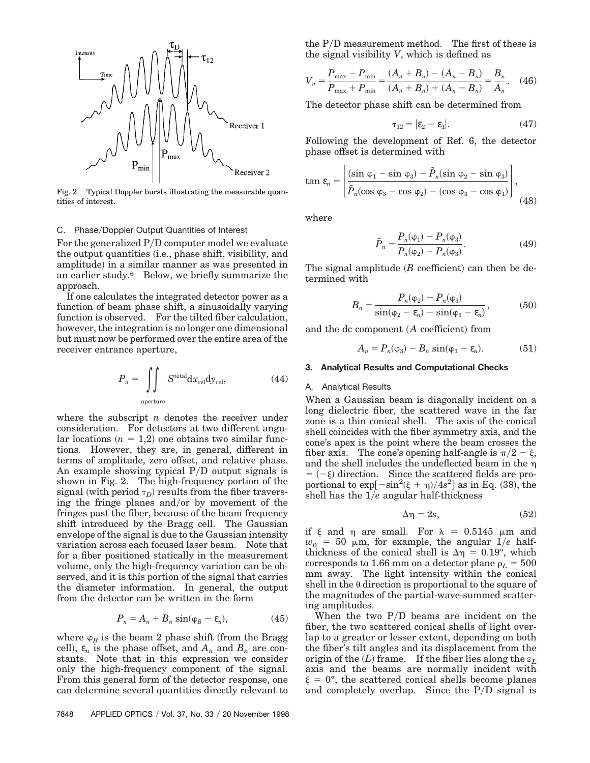Fig. 2. Typical Doppler bursts illustrating the measurable quantities of interest.

### C. Phase/Doppler Output Quantities of Interest

For the generalized P/D computer model we evaluate the output quantities (i.e., phase shift, visibility, and amplitude) in a similar manner as was presented in an earlier study.[6] Below, we briefly summarize the approach.

If one calculates the integrated detector power as a function of beam phase shift, a sinusoidally varying function is observed. For the tilted fiber calculation, however, the integration is no longer one dimensional but must now be performed over the entire area of the receiver entrance aperture,

$$P_n = \iint_{\text{aperture}} S^{\text{total}} \mathrm{d}x_{\text{rel}} \mathrm{d}y_{\text{rel}}, \tag{44}$$

where the subscript $n$ denotes the receiver under consideration. For detectors at two different angular locations ($n = 1,2$) one obtains two similar functions. However, they are, in general, different in terms of amplitude, zero offset, and relative phase. An example showing typical P/D output signals is shown in Fig. 2. The high-frequency portion of the signal (with period $\tau_D$) results from the fiber traversing the fringe planes and/or by movement of the fringes past the fiber, because of the beam frequency shift introduced by the Bragg cell. The Gaussian envelope of the signal is due to the Gaussian intensity variation across each focused laser beam. Note that for a fiber positioned statically in the measurement volume, only the high-frequency variation can be observed, and it is this portion of the signal that carries the diameter information. In general, the output from the detector can be written in the form

$$P_n = A_n + B_n \sin(\varphi_B - \varepsilon_n), \tag{45}$$

where $\varphi_B$ is the beam 2 phase shift (from the Bragg cell), $\varepsilon_n$ is the phase offset, and $A_n$ and $B_n$ are constants. Note that in this expression we consider only the high-frequency component of the signal. From this general form of the detector response, one can determine several quantities directly relevant to the P/D measurement method. The first of these is the signal visibility $V$, which is defined as

$$V_n = \frac{P_{\max} - P_{\min}}{P_{\max} + P_{\min}} = \frac{(A_n + B_n) - (A_n - B_n)}{(A_n + B_n) + (A_n - B_n)} = \frac{B_n}{A_n}. \tag{46}$$

The detector phase shift can be determined from

$$\tau_{12} = |\varepsilon_2 - \varepsilon_1|. \tag{47}$$

Following the development of Ref. 6, the detector phase offset is determined with

$$\tan \varepsilon_n = \left[ \frac{(\sin \varphi_1 - \sin \varphi_3) - \tilde{P}_n(\sin \varphi_2 - \sin \varphi_3)}{\tilde{P}_n(\cos \varphi_3 - \cos \varphi_2) - (\cos \varphi_3 - \cos \varphi_1)} \right], \tag{48}$$

where

$$\tilde{P}_n = \frac{P_n(\varphi_1) - P_n(\varphi_3)}{P_n(\varphi_2) - P_n(\varphi_3)}. \tag{49}$$

The signal amplitude ($B$ coefficient) can then be determined with

$$B_n = \frac{P_n(\varphi_2) - P_n(\varphi_3)}{\sin(\varphi_2 - \varepsilon_n) - \sin(\varphi_3 - \varepsilon_n)}, \tag{50}$$

and the dc component ($A$ coefficient) from

$$A_n = P_n(\varphi_3) - B_n \sin(\varphi_3 - \varepsilon_n). \tag{51}$$

## 3. Analytical Results and Computational Checks

### A. Analytical Results

When a Gaussian beam is diagonally incident on a long dielectric fiber, the scattered wave in the far zone is a thin conical shell. The axis of the conical shell coincides with the fiber symmetry axis, and the cone's apex is the point where the beam crosses the fiber axis. The cone's opening half-angle is $\pi/2 - \xi$, and the shell includes the undeflected beam in the $\eta = (-\xi)$ direction. Since the scattered fields are proportional to $\exp[-\sin^2(\xi + \eta)/4s^2]$ as in Eq. (38), the shell has the $1/e$ angular half-thickness

$$\Delta\eta = 2s, \tag{52}$$

if $\xi$ and $\eta$ are small. For $\lambda = 0.5145$ μm and $w_0 = 50$ μm, for example, the angular $1/e$ half-thickness of the conical shell is $\Delta\eta = 0.19°$, which corresponds to 1.66 mm on a detector plane $\rho_L = 500$ mm away. The light intensity within the conical shell in the $\theta$ direction is proportional to the square of the magnitudes of the partial-wave-summed scattering amplitudes.

When the two P/D beams are incident on the fiber, the two scattered conical shells of light overlap to a greater or lesser extent, depending on both the fiber's tilt angles and its displacement from the origin of the ($L$) frame. If the fiber lies along the $z_L$ axis and the beams are normally incident with $\xi = 0°$, the scattered conical shells become planes and completely overlap. Since the P/D signal is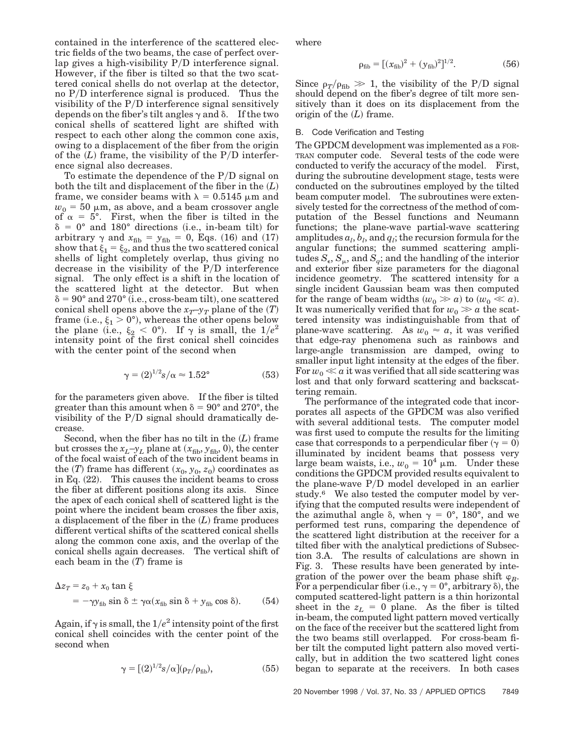contained in the interference of the scattered electric fields of the two beams, the case of perfect overlap gives a high-visibility P/D interference signal. However, if the fiber is tilted so that the two scattered conical shells do not overlap at the detector, no P/D interference signal is produced. Thus the visibility of the P/D interference signal sensitively depends on the fiber's tilt angles $\gamma$ and $\delta$. If the two conical shells of scattered light are shifted with respect to each other along the common cone axis, owing to a displacement of the fiber from the origin of the $(L)$ frame, the visibility of the P/D interference signal also decreases.

To estimate the dependence of the P/D signal on both the tilt and displacement of the fiber in the $(L)$ frame, we consider beams with $\lambda = 0.5145\ \mu\text{m}$ and $w_0 = 50\ \mu\text{m}$, as above, and a beam crossover angle of $\alpha = 5°$. First, when the fiber is tilted in the $\delta = 0°$ and $180°$ directions (i.e., in-beam tilt) for arbitrary $\gamma$ and $x_{\text{fib}} = y_{\text{fib}} = 0$, Eqs. (16) and (17) show that $\xi_1 = \xi_2$, and thus the two scattered conical shells of light completely overlap, thus giving no decrease in the visibility of the P/D interference signal. The only effect is a shift in the location of the scattered light at the detector. But when $\delta = 90°$ and $270°$ (i.e., cross-beam tilt), one scattered conical shell opens above the $x_T$–$y_T$ plane of the $(T)$ frame (i.e., $\xi_1 > 0°$), whereas the other opens below the plane (i.e., $\xi_2 < 0°$). If $\gamma$ is small, the $1/e^2$ intensity point of the first conical shell coincides with the center point of the second when

$$\gamma = (2)^{1/2} s/\alpha \approx 1.52° \tag{53}$$

for the parameters given above. If the fiber is tilted greater than this amount when $\delta = 90°$ and $270°$, the visibility of the P/D signal should dramatically decrease.

Second, when the fiber has no tilt in the $(L)$ frame but crosses the $x_L$–$y_L$ plane at $(x_{\text{fib}}, y_{\text{fib}}, 0)$, the center of the focal waist of each of the two incident beams in the $(T)$ frame has different $(x_0, y_0, z_0)$ coordinates as in Eq. (22). This causes the incident beams to cross the fiber at different positions along its axis. Since the apex of each conical shell of scattered light is the point where the incident beam crosses the fiber axis, a displacement of the fiber in the $(L)$ frame produces different vertical shifts of the scattered conical shells along the common cone axis, and the overlap of the conical shells again decreases. The vertical shift of each beam in the $(T)$ frame is

$$\begin{aligned}\Delta z_T &= z_0 + x_0 \tan \xi \\ &= -\gamma y_{\text{fib}} \sin \delta \pm \gamma\alpha(x_{\text{fib}} \sin \delta + y_{\text{fib}} \cos \delta).\end{aligned} \tag{54}$$

Again, if $\gamma$ is small, the $1/e^2$ intensity point of the first conical shell coincides with the center point of the second when

$$\gamma = [(2)^{1/2} s/\alpha](\rho_T/\rho_{\text{fib}}), \tag{55}$$

where

$$\rho_{\text{fib}} = [(x_{\text{fib}})^2 + (y_{\text{fib}})^2]^{1/2}. \tag{56}$$

Since $\rho_T/\rho_{\text{fib}} \gg 1$, the visibility of the P/D signal should depend on the fiber's degree of tilt more sensitively than it does on its displacement from the origin of the $(L)$ frame.

## B. Code Verification and Testing

The GPDCM development was implemented as a FORTRAN computer code. Several tests of the code were conducted to verify the accuracy of the model. First, during the subroutine development stage, tests were conducted on the subroutines employed by the tilted beam computer model. The subroutines were extensively tested for the correctness of the method of computation of the Bessel functions and Neumann functions; the plane-wave partial-wave scattering amplitudes $a_l$, $b_l$, and $q_l$; the recursion formula for the angular functions; the summed scattering amplitudes $S_\epsilon$, $S_\mu$, and $S_q$; and the handling of the interior and exterior fiber size parameters for the diagonal incidence geometry. The scattered intensity for a single incident Gaussian beam was then computed for the range of beam widths $(w_0 \gg a)$ to $(w_0 \ll a)$. It was numerically verified that for $w_0 \gg a$ the scattered intensity was indistinguishable from that of plane-wave scattering. As $w_0 \approx a$, it was verified that edge-ray phenomena such as rainbows and large-angle transmission are damped, owing to smaller input light intensity at the edges of the fiber. For $w_0 \ll a$ it was verified that all side scattering was lost and that only forward scattering and backscattering remain.

The performance of the integrated code that incorporates all aspects of the GPDCM was also verified with several additional tests. The computer model was first used to compute the results for the limiting case that corresponds to a perpendicular fiber ($\gamma = 0$) illuminated by incident beams that possess very large beam waists, i.e., $w_0 = 10^4\ \mu\text{m}$. Under these conditions the GPDCM provided results equivalent to the plane-wave P/D model developed in an earlier study.[6] We also tested the computer model by verifying that the computed results were independent of the azimuthal angle $\delta$, when $\gamma = 0°$, $180°$, and we performed test runs, comparing the dependence of the scattered light distribution at the receiver for a tilted fiber with the analytical predictions of Subsection 3.A. The results of calculations are shown in Fig. 3. These results have been generated by integration of the power over the beam phase shift $\varphi_B$. For a perpendicular fiber (i.e., $\gamma = 0°$, arbitrary $\delta$), the computed scattered-light pattern is a thin horizontal sheet in the $z_L = 0$ plane. As the fiber is tilted in-beam, the computed light pattern moved vertically on the face of the receiver but the scattered light from the two beams still overlapped. For cross-beam fiber tilt the computed light pattern also moved vertically, but in addition the two scattered light cones began to separate at the receivers. In both cases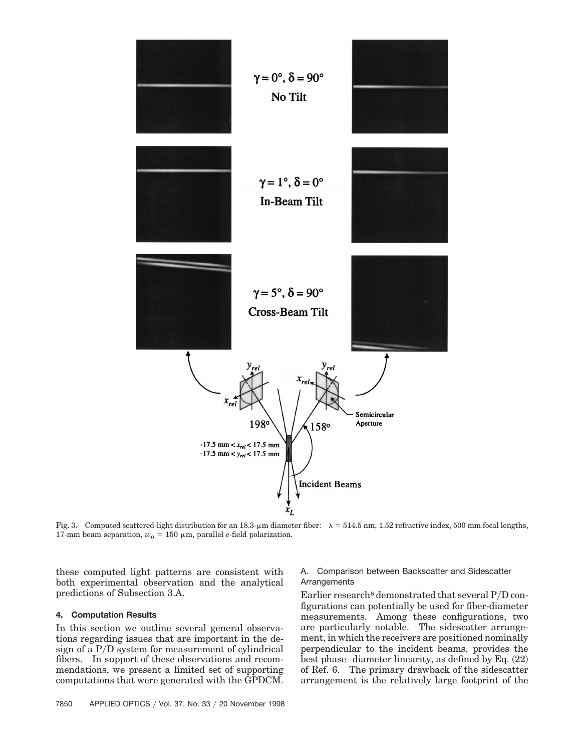Fig. 3. Computed scattered-light distribution for an 18.3-μm diameter fiber: $\lambda = 514.5$ nm, 1.52 refractive index, 500 mm focal lengths, 17-mm beam separation, $w_0 = 150$ μm, parallel *e*-field polarization.

these computed light patterns are consistent with both experimental observation and the analytical predictions of Subsection 3.A.

## 4. Computation Results

In this section we outline several general observations regarding issues that are important in the design of a P/D system for measurement of cylindrical fibers. In support of these observations and recommendations, we present a limited set of supporting computations that were generated with the GPDCM.

### A. Comparison between Backscatter and Sidescatter Arrangements

Earlier research[6] demonstrated that several P/D configurations can potentially be used for fiber-diameter measurements. Among these configurations, two are particularly notable. The sidescatter arrangement, in which the receivers are positioned nominally perpendicular to the incident beams, provides the best phase–diameter linearity, as defined by Eq. (22) of Ref. 6. The primary drawback of the sidescatter arrangement is the relatively large footprint of the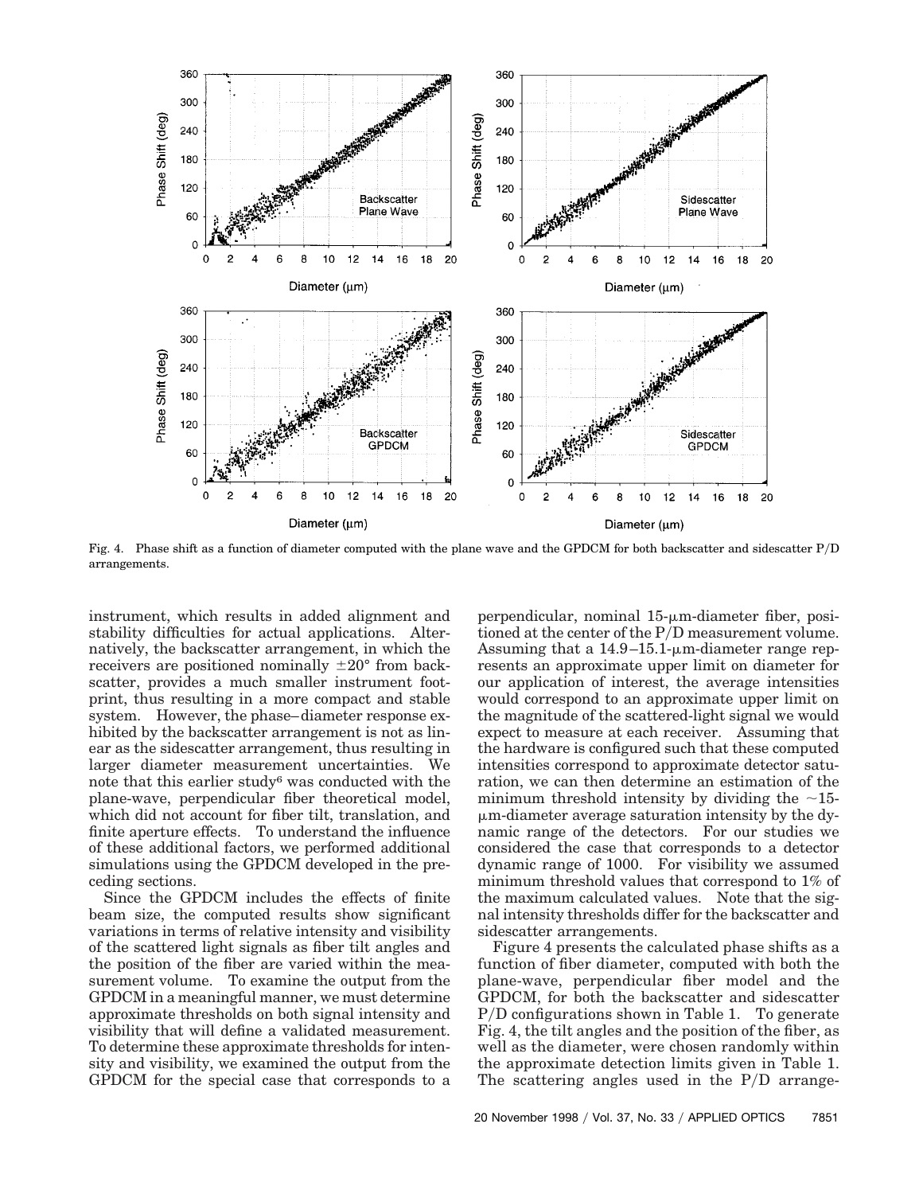Fig. 4. Phase shift as a function of diameter computed with the plane wave and the GPDCM for both backscatter and sidescatter P/D arrangements.

instrument, which results in added alignment and stability difficulties for actual applications. Alternatively, the backscatter arrangement, in which the receivers are positioned nominally ±20° from backscatter, provides a much smaller instrument footprint, thus resulting in a more compact and stable system. However, the phase–diameter response exhibited by the backscatter arrangement is not as linear as the sidescatter arrangement, thus resulting in larger diameter measurement uncertainties. We note that this earlier study[6] was conducted with the plane-wave, perpendicular fiber theoretical model, which did not account for fiber tilt, translation, and finite aperture effects. To understand the influence of these additional factors, we performed additional simulations using the GPDCM developed in the preceding sections.

Since the GPDCM includes the effects of finite beam size, the computed results show significant variations in terms of relative intensity and visibility of the scattered light signals as fiber tilt angles and the position of the fiber are varied within the measurement volume. To examine the output from the GPDCM in a meaningful manner, we must determine approximate thresholds on both signal intensity and visibility that will define a validated measurement. To determine these approximate thresholds for intensity and visibility, we examined the output from the GPDCM for the special case that corresponds to a perpendicular, nominal 15-μm-diameter fiber, positioned at the center of the P/D measurement volume. Assuming that a 14.9–15.1-μm-diameter range represents an approximate upper limit on diameter for our application of interest, the average intensities would correspond to an approximate upper limit on the magnitude of the scattered-light signal we would expect to measure at each receiver. Assuming that the hardware is configured such that these computed intensities correspond to approximate detector saturation, we can then determine an estimation of the minimum threshold intensity by dividing the ~15-μm-diameter average saturation intensity by the dynamic range of the detectors. For our studies we considered the case that corresponds to a detector dynamic range of 1000. For visibility we assumed minimum threshold values that correspond to 1% of the maximum calculated values. Note that the signal intensity thresholds differ for the backscatter and sidescatter arrangements.

Figure 4 presents the calculated phase shifts as a function of fiber diameter, computed with both the plane-wave, perpendicular fiber model and the GPDCM, for both the backscatter and sidescatter P/D configurations shown in Table 1. To generate Fig. 4, the tilt angles and the position of the fiber, as well as the diameter, were chosen randomly within the approximate detection limits given in Table 1. The scattering angles used in the P/D arrange-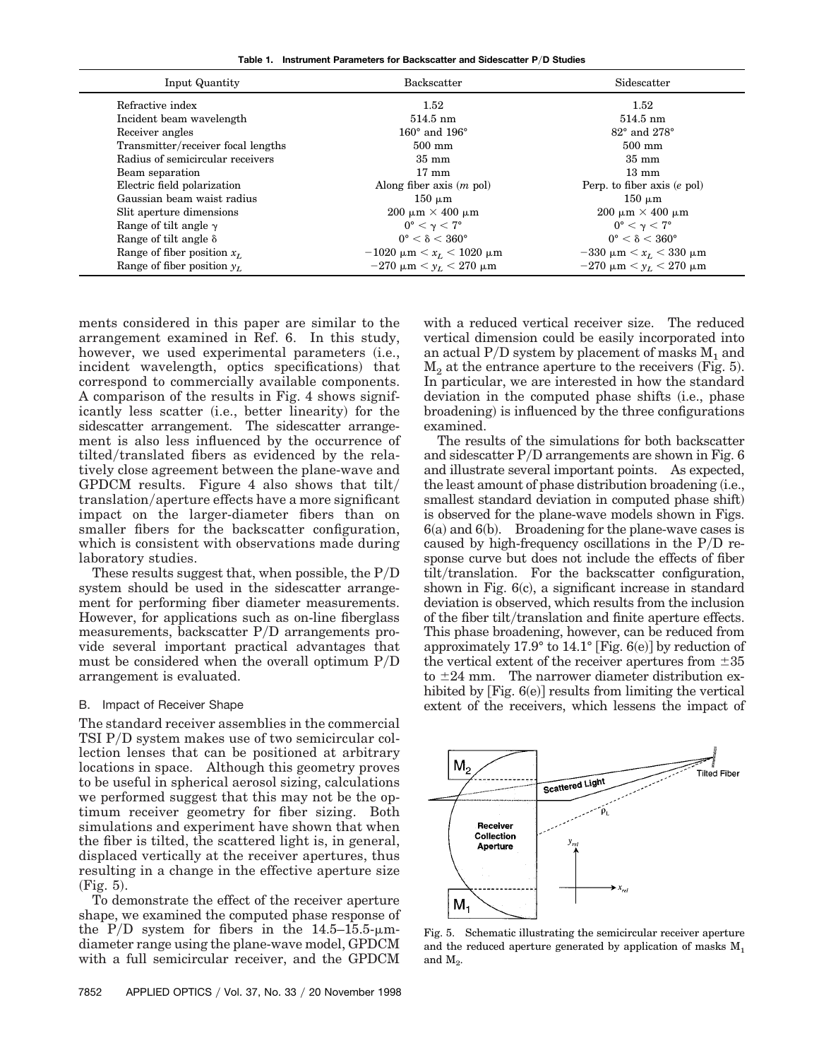**Table 1. Instrument Parameters for Backscatter and Sidescatter P/D Studies**

| Input Quantity | Backscatter | Sidescatter |
| --- | --- | --- |
| Refractive index | 1.52 | 1.52 |
| Incident beam wavelength | 514.5 nm | 514.5 nm |
| Receiver angles | 160° and 196° | 82° and 278° |
| Transmitter/receiver focal lengths | 500 mm | 500 mm |
| Radius of semicircular receivers | 35 mm | 35 mm |
| Beam separation | 17 mm | 13 mm |
| Electric field polarization | Along fiber axis (*m* pol) | Perp. to fiber axis (*e* pol) |
| Gaussian beam waist radius | 150 μm | 150 μm |
| Slit aperture dimensions | 200 μm × 400 μm | 200 μm × 400 μm |
| Range of tilt angle $\gamma$ | $0° < \gamma < 7°$ | $0° < \gamma < 7°$ |
| Range of tilt angle $\delta$ | $0° < \delta < 360°$ | $0° < \delta < 360°$ |
| Range of fiber position $x_L$ | $-1020\ \mu m < x_L < 1020\ \mu m$ | $-330\ \mu m < x_L < 330\ \mu m$ |
| Range of fiber position $y_L$ | $-270\ \mu m < y_L < 270\ \mu m$ | $-270\ \mu m < y_L < 270\ \mu m$ |

ments considered in this paper are similar to the arrangement examined in Ref. 6. In this study, however, we used experimental parameters (i.e., incident wavelength, optics specifications) that correspond to commercially available components. A comparison of the results in Fig. 4 shows significantly less scatter (i.e., better linearity) for the sidescatter arrangement. The sidescatter arrangement is also less influenced by the occurrence of tilted/translated fibers as evidenced by the relatively close agreement between the plane-wave and GPDCM results. Figure 4 also shows that tilt/translation/aperture effects have a more significant impact on the larger-diameter fibers than on smaller fibers for the backscatter configuration, which is consistent with observations made during laboratory studies.

These results suggest that, when possible, the P/D system should be used in the sidescatter arrangement for performing fiber diameter measurements. However, for applications such as on-line fiberglass measurements, backscatter P/D arrangements provide several important practical advantages that must be considered when the overall optimum P/D arrangement is evaluated.

### B. Impact of Receiver Shape

The standard receiver assemblies in the commercial TSI P/D system makes use of two semicircular collection lenses that can be positioned at arbitrary locations in space. Although this geometry proves to be useful in spherical aerosol sizing, calculations we performed suggest that this may not be the optimum receiver geometry for fiber sizing. Both simulations and experiment have shown that when the fiber is tilted, the scattered light is, in general, displaced vertically at the receiver apertures, thus resulting in a change in the effective aperture size (Fig. 5).

To demonstrate the effect of the receiver aperture shape, we examined the computed phase response of the P/D system for fibers in the 14.5–15.5-μm-diameter range using the plane-wave model, GPDCM with a full semicircular receiver, and the GPDCM with a reduced vertical receiver size. The reduced vertical dimension could be easily incorporated into an actual P/D system by placement of masks $M_1$ and $M_2$ at the entrance aperture to the receivers (Fig. 5). In particular, we are interested in how the standard deviation in the computed phase shifts (i.e., phase broadening) is influenced by the three configurations examined.

The results of the simulations for both backscatter and sidescatter P/D arrangements are shown in Fig. 6 and illustrate several important points. As expected, the least amount of phase distribution broadening (i.e., smallest standard deviation in computed phase shift) is observed for the plane-wave models shown in Figs. 6(a) and 6(b). Broadening for the plane-wave cases is caused by high-frequency oscillations in the P/D response curve but does not include the effects of fiber tilt/translation. For the backscatter configuration, shown in Fig. 6(c), a significant increase in standard deviation is observed, which results from the inclusion of the fiber tilt/translation and finite aperture effects. This phase broadening, however, can be reduced from approximately 17.9° to 14.1° [Fig. 6(e)] by reduction of the vertical extent of the receiver apertures from ±35 to ±24 mm. The narrower diameter distribution exhibited by [Fig. 6(e)] results from limiting the vertical extent of the receivers, which lessens the impact of

Fig. 5. Schematic illustrating the semicircular receiver aperture and the reduced aperture generated by application of masks $M_1$ and $M_2$.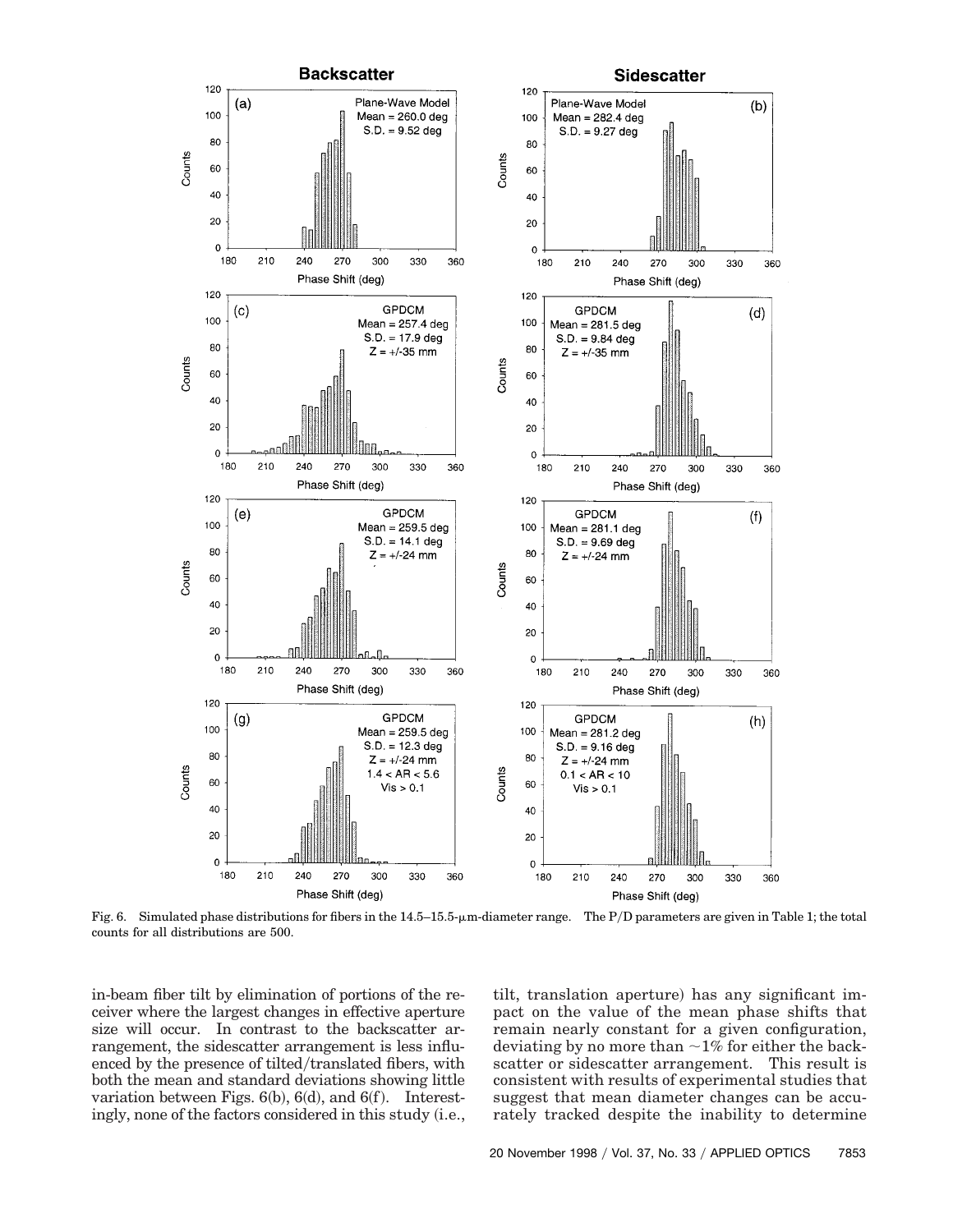Fig. 6. Simulated phase distributions for fibers in the 14.5–15.5-μm-diameter range. The P/D parameters are given in Table 1; the total counts for all distributions are 500.

in-beam fiber tilt by elimination of portions of the receiver where the largest changes in effective aperture size will occur. In contrast to the backscatter arrangement, the sidescatter arrangement is less influenced by the presence of tilted/translated fibers, with both the mean and standard deviations showing little variation between Figs. 6(b), 6(d), and 6(f). Interestingly, none of the factors considered in this study (i.e., tilt, translation aperture) has any significant impact on the value of the mean phase shifts that remain nearly constant for a given configuration, deviating by no more than ~1% for either the backscatter or sidescatter arrangement. This result is consistent with results of experimental studies that suggest that mean diameter changes can be accurately tracked despite the inability to determine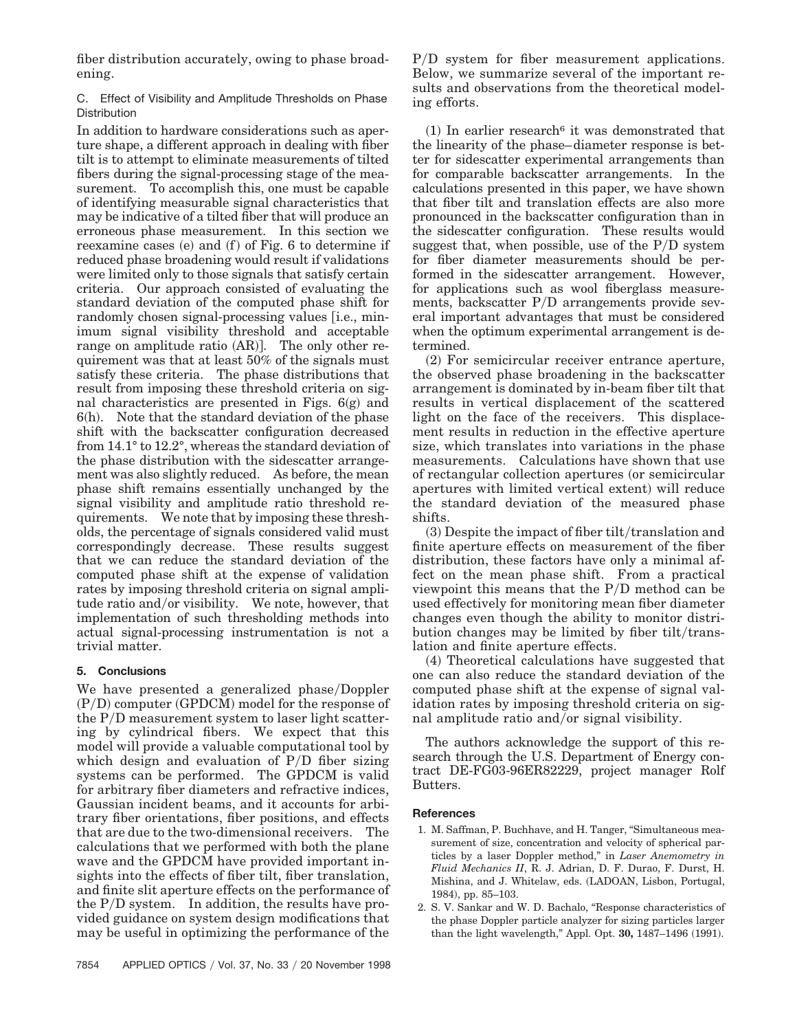fiber distribution accurately, owing to phase broadening.

### C. Effect of Visibility and Amplitude Thresholds on Phase Distribution

In addition to hardware considerations such as aperture shape, a different approach in dealing with fiber tilt is to attempt to eliminate measurements of tilted fibers during the signal-processing stage of the measurement. To accomplish this, one must be capable of identifying measurable signal characteristics that may be indicative of a tilted fiber that will produce an erroneous phase measurement. In this section we reexamine cases (e) and (f) of Fig. 6 to determine if reduced phase broadening would result if validations were limited only to those signals that satisfy certain criteria. Our approach consisted of evaluating the standard deviation of the computed phase shift for randomly chosen signal-processing values [i.e., minimum signal visibility threshold and acceptable range on amplitude ratio (AR)]. The only other requirement was that at least 50% of the signals must satisfy these criteria. The phase distributions that result from imposing these threshold criteria on signal characteristics are presented in Figs. 6(g) and 6(h). Note that the standard deviation of the phase shift with the backscatter configuration decreased from 14.1° to 12.2°, whereas the standard deviation of the phase distribution with the sidescatter arrangement was also slightly reduced. As before, the mean phase shift remains essentially unchanged by the signal visibility and amplitude ratio threshold requirements. We note that by imposing these thresholds, the percentage of signals considered valid must correspondingly decrease. These results suggest that we can reduce the standard deviation of the computed phase shift at the expense of validation rates by imposing threshold criteria on signal amplitude ratio and/or visibility. We note, however, that implementation of such thresholding methods into actual signal-processing instrumentation is not a trivial matter.

## 5. Conclusions

We have presented a generalized phase/Doppler (P/D) computer (GPDCM) model for the response of the P/D measurement system to laser light scattering by cylindrical fibers. We expect that this model will provide a valuable computational tool by which design and evaluation of P/D fiber sizing systems can be performed. The GPDCM is valid for arbitrary fiber diameters and refractive indices, Gaussian incident beams, and it accounts for arbitrary fiber orientations, fiber positions, and effects that are due to the two-dimensional receivers. The calculations that we performed with both the plane wave and the GPDCM have provided important insights into the effects of fiber tilt, fiber translation, and finite slit aperture effects on the performance of the P/D system. In addition, the results have provided guidance on system design modifications that may be useful in optimizing the performance of the P/D system for fiber measurement applications. Below, we summarize several of the important results and observations from the theoretical modeling efforts.

(1) In earlier research[6] it was demonstrated that the linearity of the phase–diameter response is better for sidescatter experimental arrangements than for comparable backscatter arrangements. In the calculations presented in this paper, we have shown that fiber tilt and translation effects are also more pronounced in the backscatter configuration than in the sidescatter configuration. These results would suggest that, when possible, use of the P/D system for fiber diameter measurements should be performed in the sidescatter arrangement. However, for applications such as wool fiberglass measurements, backscatter P/D arrangements provide several important advantages that must be considered when the optimum experimental arrangement is determined.

(2) For semicircular receiver entrance aperture, the observed phase broadening in the backscatter arrangement is dominated by in-beam fiber tilt that results in vertical displacement of the scattered light on the face of the receivers. This displacement results in reduction in the effective aperture size, which translates into variations in the phase measurements. Calculations have shown that use of rectangular collection apertures (or semicircular apertures with limited vertical extent) will reduce the standard deviation of the measured phase shifts.

(3) Despite the impact of fiber tilt/translation and finite aperture effects on measurement of the fiber distribution, these factors have only a minimal affect on the mean phase shift. From a practical viewpoint this means that the P/D method can be used effectively for monitoring mean fiber diameter changes even though the ability to monitor distribution changes may be limited by fiber tilt/translation and finite aperture effects.

(4) Theoretical calculations have suggested that one can also reduce the standard deviation of the computed phase shift at the expense of signal validation rates by imposing threshold criteria on signal amplitude ratio and/or signal visibility.

The authors acknowledge the support of this research through the U.S. Department of Energy contract DE-FG03-96ER82229, project manager Rolf Butters.

## References

1. M. Saffman, P. Buchhave, and H. Tanger, "Simultaneous measurement of size, concentration and velocity of spherical particles by a laser Doppler method," in *Laser Anemometry in Fluid Mechanics II*, R. J. Adrian, D. F. Durao, F. Durst, H. Mishina, and J. Whitelaw, eds. (LADOAN, Lisbon, Portugal, 1984), pp. 85–103.
2. S. V. Sankar and W. D. Bachalo, "Response characteristics of the phase Doppler particle analyzer for sizing particles larger than the light wavelength," Appl. Opt. **30,** 1487–1496 (1991).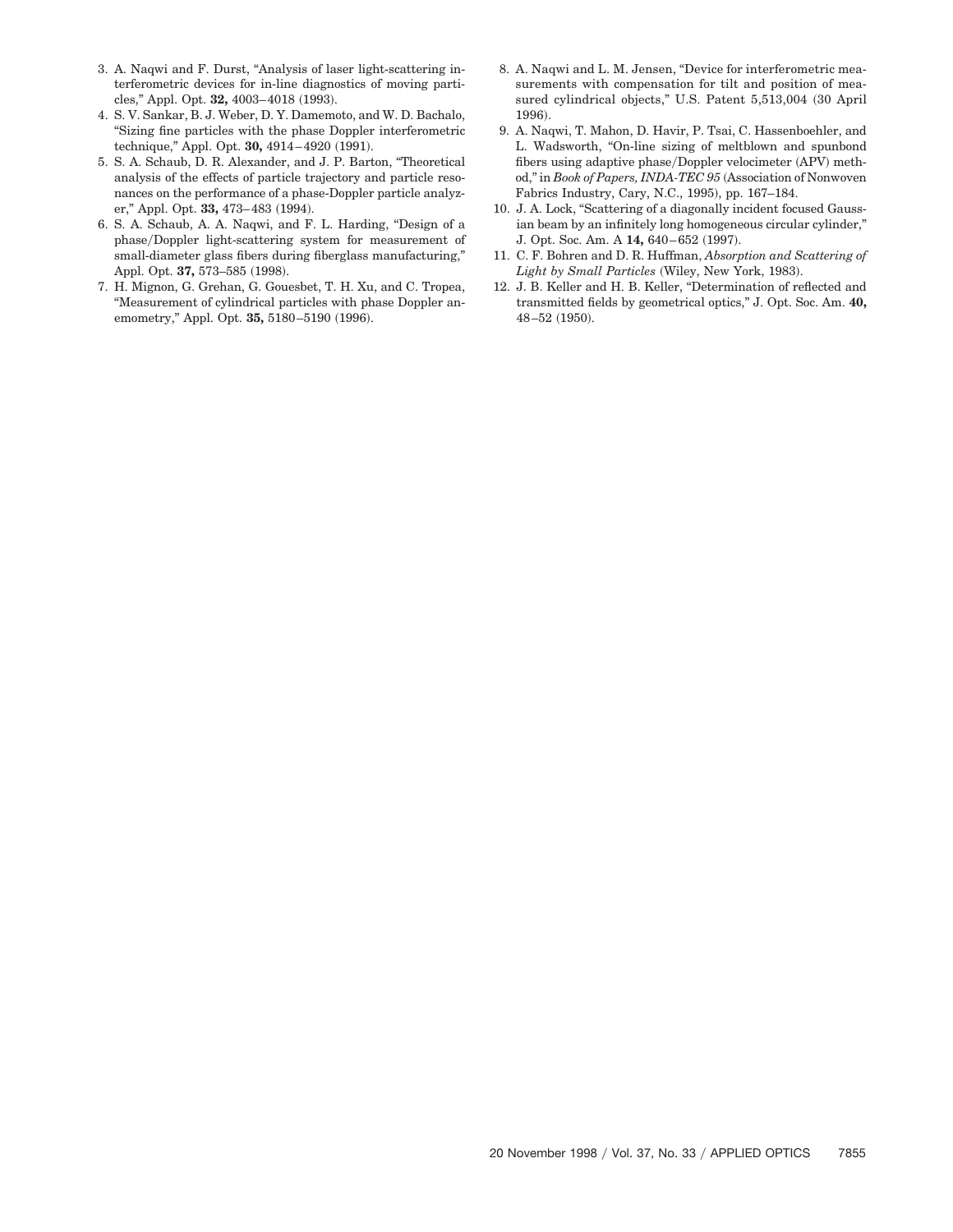3. A. Naqwi and F. Durst, "Analysis of laser light-scattering interferometric devices for in-line diagnostics of moving particles," Appl. Opt. **32,** 4003–4018 (1993).
4. S. V. Sankar, B. J. Weber, D. Y. Damemoto, and W. D. Bachalo, "Sizing fine particles with the phase Doppler interferometric technique," Appl. Opt. **30,** 4914–4920 (1991).
5. S. A. Schaub, D. R. Alexander, and J. P. Barton, "Theoretical analysis of the effects of particle trajectory and particle resonances on the performance of a phase-Doppler particle analyzer," Appl. Opt. **33,** 473–483 (1994).
6. S. A. Schaub, A. A. Naqwi, and F. L. Harding, "Design of a phase/Doppler light-scattering system for measurement of small-diameter glass fibers during fiberglass manufacturing," Appl. Opt. **37,** 573–585 (1998).
7. H. Mignon, G. Grehan, G. Gouesbet, T. H. Xu, and C. Tropea, "Measurement of cylindrical particles with phase Doppler anemometry," Appl. Opt. **35,** 5180–5190 (1996).
8. A. Naqwi and L. M. Jensen, "Device for interferometric measurements with compensation for tilt and position of measured cylindrical objects," U.S. Patent 5,513,004 (30 April 1996).
9. A. Naqwi, T. Mahon, D. Havir, P. Tsai, C. Hassenboehler, and L. Wadsworth, "On-line sizing of meltblown and spunbond fibers using adaptive phase/Doppler velocimeter (APV) method," in *Book of Papers, INDA-TEC 95* (Association of Nonwoven Fabrics Industry, Cary, N.C., 1995), pp. 167–184.
10. J. A. Lock, "Scattering of a diagonally incident focused Gaussian beam by an infinitely long homogeneous circular cylinder," J. Opt. Soc. Am. A **14,** 640–652 (1997).
11. C. F. Bohren and D. R. Huffman, *Absorption and Scattering of Light by Small Particles* (Wiley, New York, 1983).
12. J. B. Keller and H. B. Keller, "Determination of reflected and transmitted fields by geometrical optics," J. Opt. Soc. Am. **40,** 48–52 (1950).